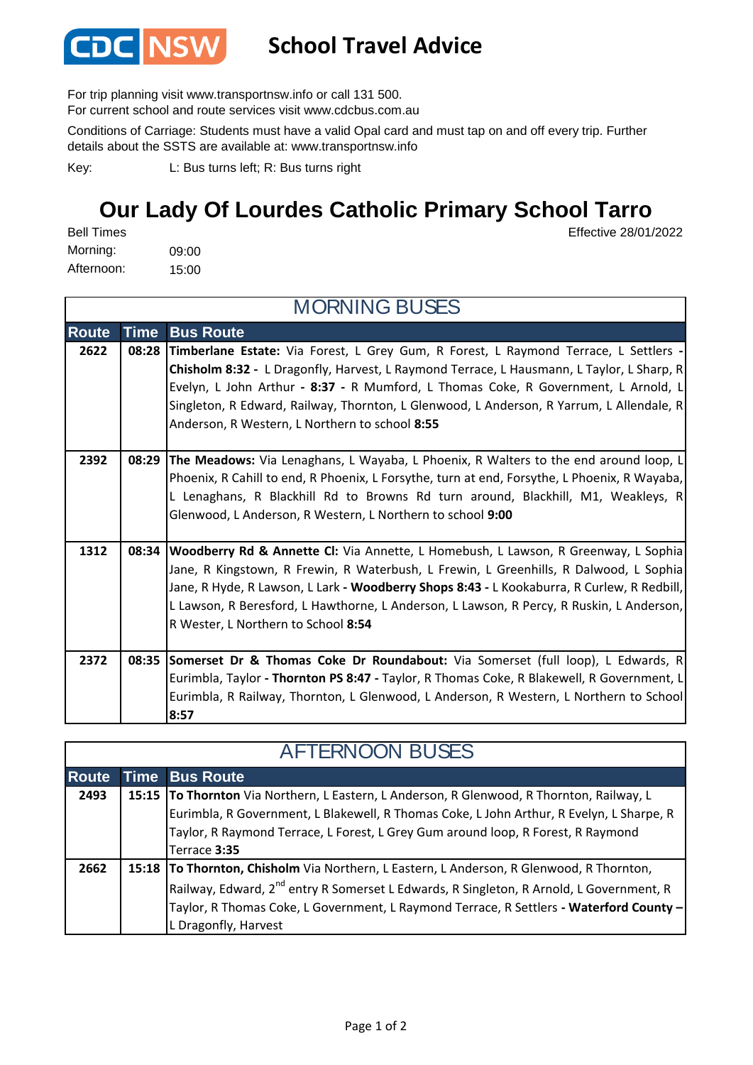# CDC NSW School Travel Advice

For trip planning visit www.transportnsw.info or call 131 500.
For current school and route services visit www.cdcbus.com.au

Conditions of Carriage: Students must have a valid Opal card and must tap on and off every trip. Further details about the SSTS are available at: www.transportnsw.info

Key: L: Bus turns left; R: Bus turns right

## Our Lady Of Lourdes Catholic Primary School Tarro

Bell Times

Morning: 09:00

Afternoon: 15:00

Effective 28/01/2022

### MORNING BUSES

| Route | Time | Bus Route |
|---|---|---|
| 2622 | 08:28 | **Timberlane Estate:** Via Forest, L Grey Gum, R Forest, L Raymond Terrace, L Settlers **- Chisholm 8:32 -** L Dragonfly, Harvest, L Raymond Terrace, L Hausmann, L Taylor, L Sharp, R Evelyn, L John Arthur **- 8:37 -** R Mumford, L Thomas Coke, R Government, L Arnold, L Singleton, R Edward, Railway, Thornton, L Glenwood, L Anderson, R Yarrum, L Allendale, R Anderson, R Western, L Northern to school **8:55** |
| 2392 | 08:29 | **The Meadows:** Via Lenaghans, L Wayaba, L Phoenix, R Walters to the end around loop, L Phoenix, R Cahill to end, R Phoenix, L Forsythe, turn at end, Forsythe, L Phoenix, R Wayaba, L Lenaghans, R Blackhill Rd to Browns Rd turn around, Blackhill, M1, Weakleys, R Glenwood, L Anderson, R Western, L Northern to school **9:00** |
| 1312 | 08:34 | **Woodberry Rd & Annette Cl:** Via Annette, L Homebush, L Lawson, R Greenway, L Sophia Jane, R Kingstown, R Frewin, R Waterbush, L Frewin, L Greenhills, R Dalwood, L Sophia Jane, R Hyde, R Lawson, L Lark **- Woodberry Shops 8:43 -** L Kookaburra, R Curlew, R Redbill, L Lawson, R Beresford, L Hawthorne, L Anderson, L Lawson, R Percy, R Ruskin, L Anderson, R Wester, L Northern to School **8:54** |
| 2372 | 08:35 | **Somerset Dr & Thomas Coke Dr Roundabout:** Via Somerset (full loop), L Edwards, R Eurimbla, Taylor **- Thornton PS 8:47 -** Taylor, R Thomas Coke, R Blakewell, R Government, L Eurimbla, R Railway, Thornton, L Glenwood, L Anderson, R Western, L Northern to School **8:57** |

### AFTERNOON BUSES

| Route | Time | Bus Route |
|---|---|---|
| 2493 | 15:15 | **To Thornton** Via Northern, L Eastern, L Anderson, R Glenwood, R Thornton, Railway, L Eurimbla, R Government, L Blakewell, R Thomas Coke, L John Arthur, R Evelyn, L Sharpe, R Taylor, R Raymond Terrace, L Forest, L Grey Gum around loop, R Forest, R Raymond Terrace **3:35** |
| 2662 | 15:18 | **To Thornton, Chisholm** Via Northern, L Eastern, L Anderson, R Glenwood, R Thornton, Railway, Edward, 2nd entry R Somerset L Edwards, R Singleton, R Arnold, L Government, R Taylor, R Thomas Coke, L Government, L Raymond Terrace, R Settlers **- Waterford County –** L Dragonfly, Harvest |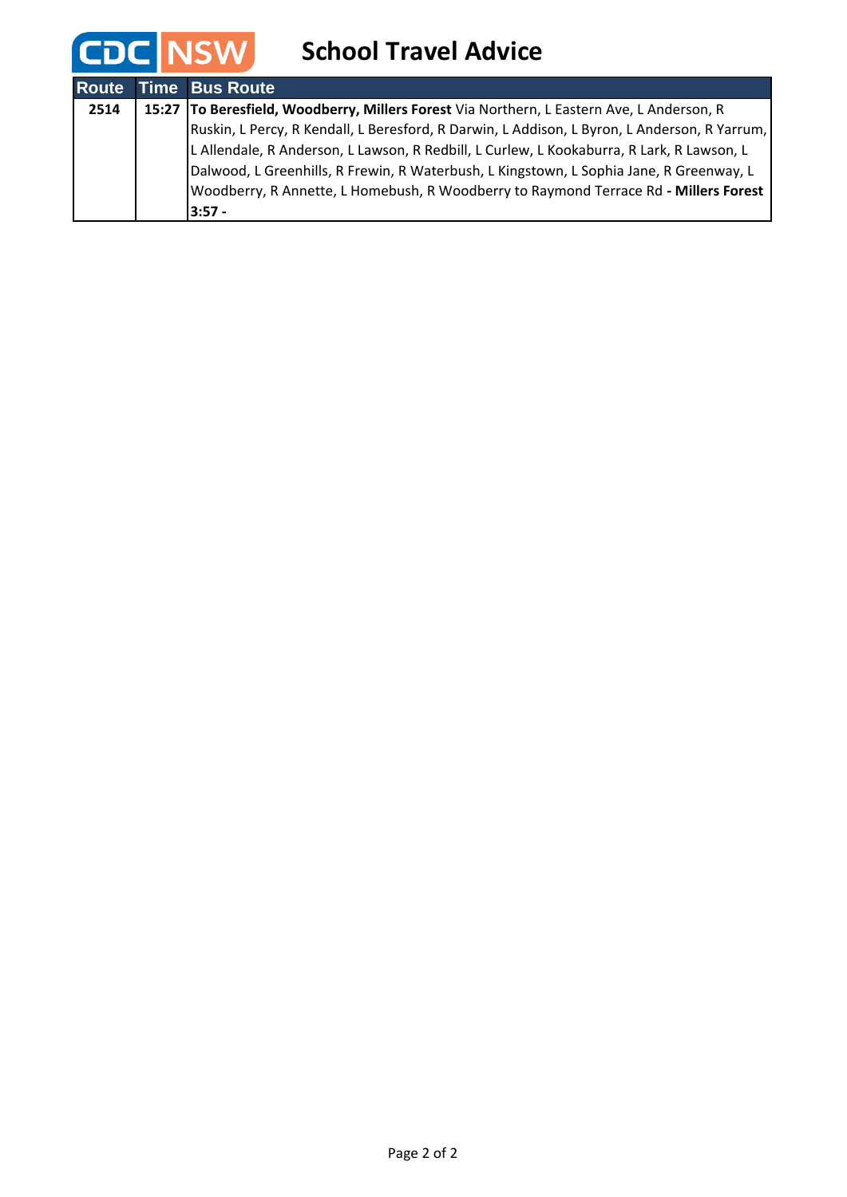# School Travel Advice

| Route | Time | Bus Route |
|---|---|---|
| **2514** | **15:27** | **To Beresfield, Woodberry, Millers Forest** Via Northern, L Eastern Ave, L Anderson, R Ruskin, L Percy, R Kendall, L Beresford, R Darwin, L Addison, L Byron, L Anderson, R Yarrum, L Allendale, R Anderson, L Lawson, R Redbill, L Curlew, L Kookaburra, R Lark, R Lawson, L Dalwood, L Greenhills, R Frewin, R Waterbush, L Kingstown, L Sophia Jane, R Greenway, L Woodberry, R Annette, L Homebush, R Woodberry to Raymond Terrace Rd **- Millers Forest 3:57 -** |